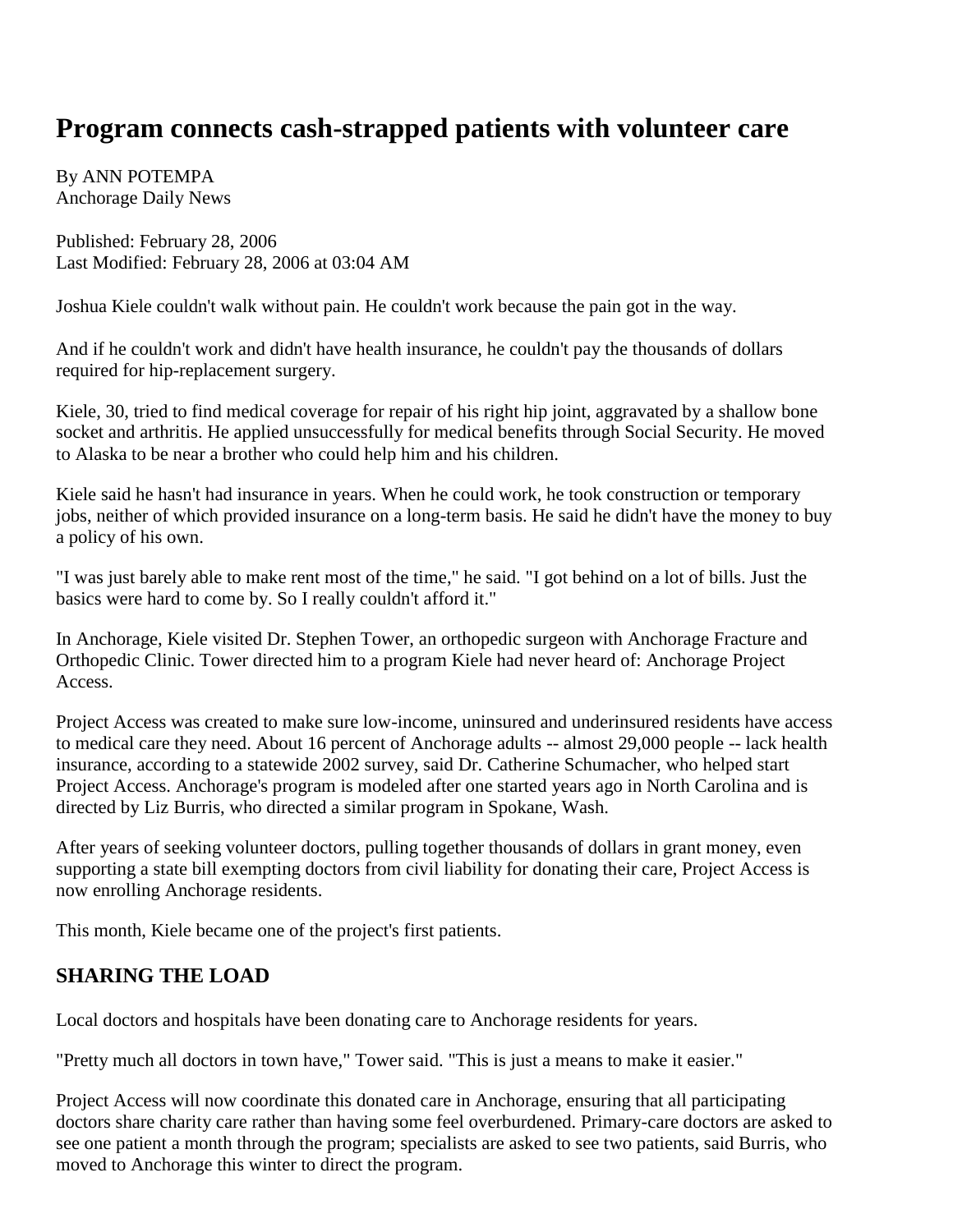# Program connects cash-strapped patients with volunteer care

By ANN POTEMPA
Anchorage Daily News

Published: February 28, 2006
Last Modified: February 28, 2006 at 03:04 AM

Joshua Kiele couldn't walk without pain. He couldn't work because the pain got in the way.

And if he couldn't work and didn't have health insurance, he couldn't pay the thousands of dollars required for hip-replacement surgery.

Kiele, 30, tried to find medical coverage for repair of his right hip joint, aggravated by a shallow bone socket and arthritis. He applied unsuccessfully for medical benefits through Social Security. He moved to Alaska to be near a brother who could help him and his children.

Kiele said he hasn't had insurance in years. When he could work, he took construction or temporary jobs, neither of which provided insurance on a long-term basis. He said he didn't have the money to buy a policy of his own.

"I was just barely able to make rent most of the time," he said. "I got behind on a lot of bills. Just the basics were hard to come by. So I really couldn't afford it."

In Anchorage, Kiele visited Dr. Stephen Tower, an orthopedic surgeon with Anchorage Fracture and Orthopedic Clinic. Tower directed him to a program Kiele had never heard of: Anchorage Project Access.

Project Access was created to make sure low-income, uninsured and underinsured residents have access to medical care they need. About 16 percent of Anchorage adults -- almost 29,000 people -- lack health insurance, according to a statewide 2002 survey, said Dr. Catherine Schumacher, who helped start Project Access. Anchorage's program is modeled after one started years ago in North Carolina and is directed by Liz Burris, who directed a similar program in Spokane, Wash.

After years of seeking volunteer doctors, pulling together thousands of dollars in grant money, even supporting a state bill exempting doctors from civil liability for donating their care, Project Access is now enrolling Anchorage residents.

This month, Kiele became one of the project's first patients.

## SHARING THE LOAD

Local doctors and hospitals have been donating care to Anchorage residents for years.

"Pretty much all doctors in town have," Tower said. "This is just a means to make it easier."

Project Access will now coordinate this donated care in Anchorage, ensuring that all participating doctors share charity care rather than having some feel overburdened. Primary-care doctors are asked to see one patient a month through the program; specialists are asked to see two patients, said Burris, who moved to Anchorage this winter to direct the program.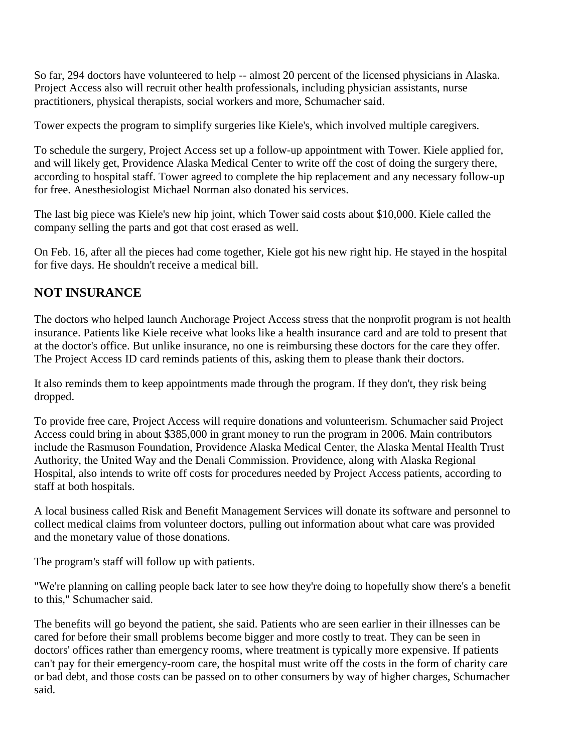So far, 294 doctors have volunteered to help -- almost 20 percent of the licensed physicians in Alaska. Project Access also will recruit other health professionals, including physician assistants, nurse practitioners, physical therapists, social workers and more, Schumacher said.

Tower expects the program to simplify surgeries like Kiele's, which involved multiple caregivers.

To schedule the surgery, Project Access set up a follow-up appointment with Tower. Kiele applied for, and will likely get, Providence Alaska Medical Center to write off the cost of doing the surgery there, according to hospital staff. Tower agreed to complete the hip replacement and any necessary follow-up for free. Anesthesiologist Michael Norman also donated his services.

The last big piece was Kiele's new hip joint, which Tower said costs about $10,000. Kiele called the company selling the parts and got that cost erased as well.

On Feb. 16, after all the pieces had come together, Kiele got his new right hip. He stayed in the hospital for five days. He shouldn't receive a medical bill.

## NOT INSURANCE

The doctors who helped launch Anchorage Project Access stress that the nonprofit program is not health insurance. Patients like Kiele receive what looks like a health insurance card and are told to present that at the doctor's office. But unlike insurance, no one is reimbursing these doctors for the care they offer. The Project Access ID card reminds patients of this, asking them to please thank their doctors.

It also reminds them to keep appointments made through the program. If they don't, they risk being dropped.

To provide free care, Project Access will require donations and volunteerism. Schumacher said Project Access could bring in about $385,000 in grant money to run the program in 2006. Main contributors include the Rasmuson Foundation, Providence Alaska Medical Center, the Alaska Mental Health Trust Authority, the United Way and the Denali Commission. Providence, along with Alaska Regional Hospital, also intends to write off costs for procedures needed by Project Access patients, according to staff at both hospitals.

A local business called Risk and Benefit Management Services will donate its software and personnel to collect medical claims from volunteer doctors, pulling out information about what care was provided and the monetary value of those donations.

The program's staff will follow up with patients.

"We're planning on calling people back later to see how they're doing to hopefully show there's a benefit to this," Schumacher said.

The benefits will go beyond the patient, she said. Patients who are seen earlier in their illnesses can be cared for before their small problems become bigger and more costly to treat. They can be seen in doctors' offices rather than emergency rooms, where treatment is typically more expensive. If patients can't pay for their emergency-room care, the hospital must write off the costs in the form of charity care or bad debt, and those costs can be passed on to other consumers by way of higher charges, Schumacher said.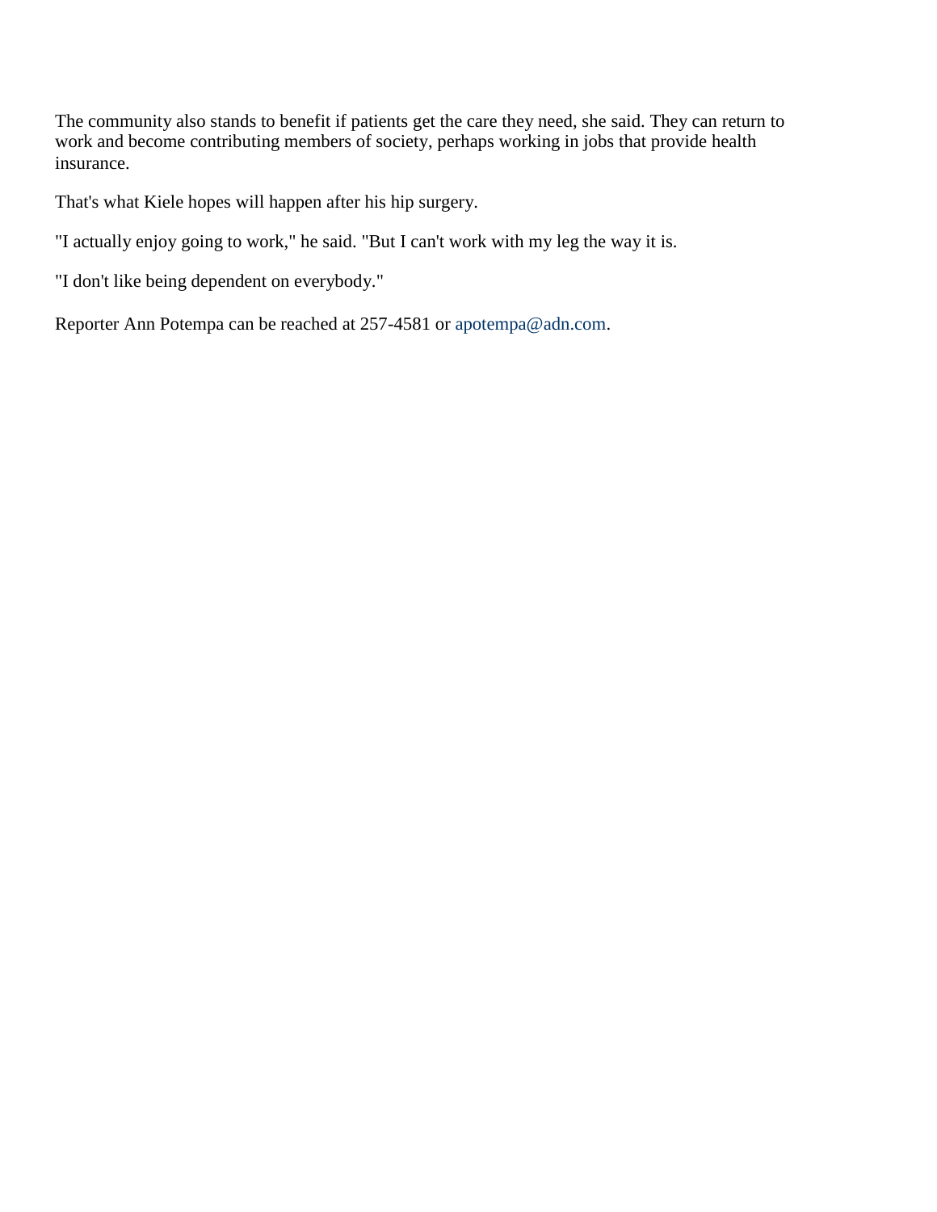The community also stands to benefit if patients get the care they need, she said. They can return to work and become contributing members of society, perhaps working in jobs that provide health insurance.

That's what Kiele hopes will happen after his hip surgery.

"I actually enjoy going to work," he said. "But I can't work with my leg the way it is.

"I don't like being dependent on everybody."

Reporter Ann Potempa can be reached at 257-4581 or apotempa@adn.com.